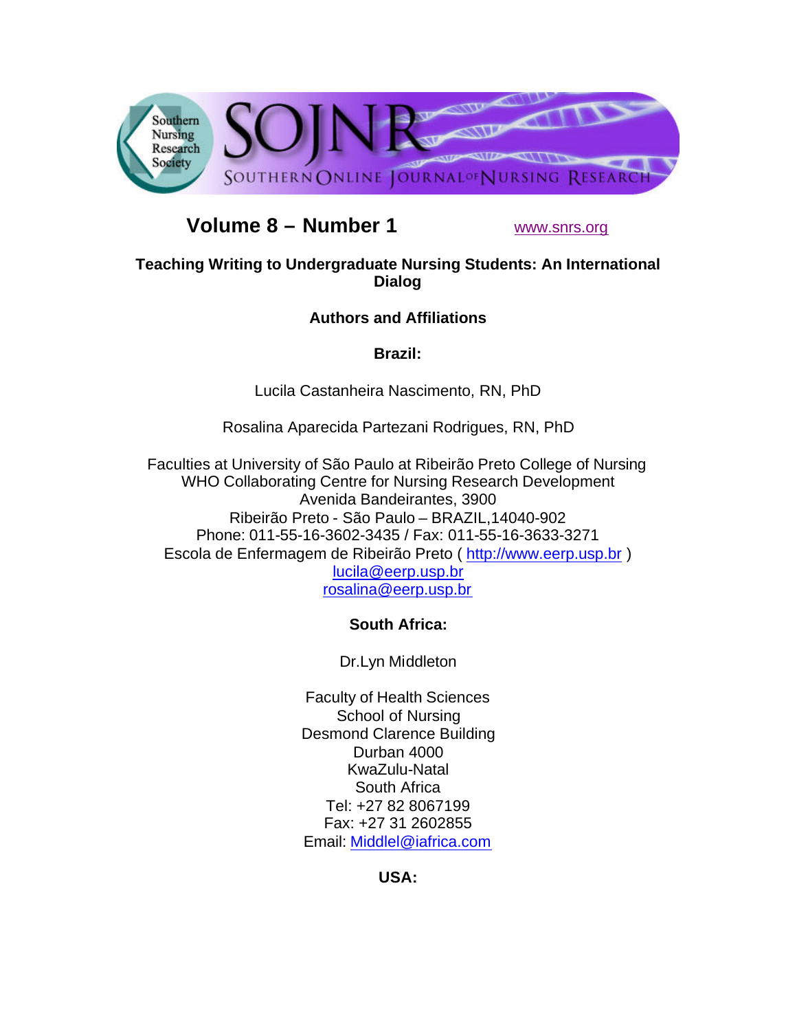Volume 8 – Number 1 www.snrs.org

# Teaching Writing to Undergraduate Nursing Students: An International Dialog

## Authors and Affiliations

### Brazil:

Lucila Castanheira Nascimento, RN, PhD

Rosalina Aparecida Partezani Rodrigues, RN, PhD

Faculties at University of São Paulo at Ribeirão Preto College of Nursing
WHO Collaborating Centre for Nursing Research Development
Avenida Bandeirantes, 3900
Ribeirão Preto - São Paulo – BRAZIL,14040-902
Phone: 011-55-16-3602-3435 / Fax: 011-55-16-3633-3271
Escola de Enfermagem de Ribeirão Preto ( http://www.eerp.usp.br )
lucila@eerp.usp.br
rosalina@eerp.usp.br

### South Africa:

Dr.Lyn Middleton

Faculty of Health Sciences
School of Nursing
Desmond Clarence Building
Durban 4000
KwaZulu-Natal
South Africa
Tel: +27 82 8067199
Fax: +27 31 2602855
Email: Middlel@iafrica.com

### USA: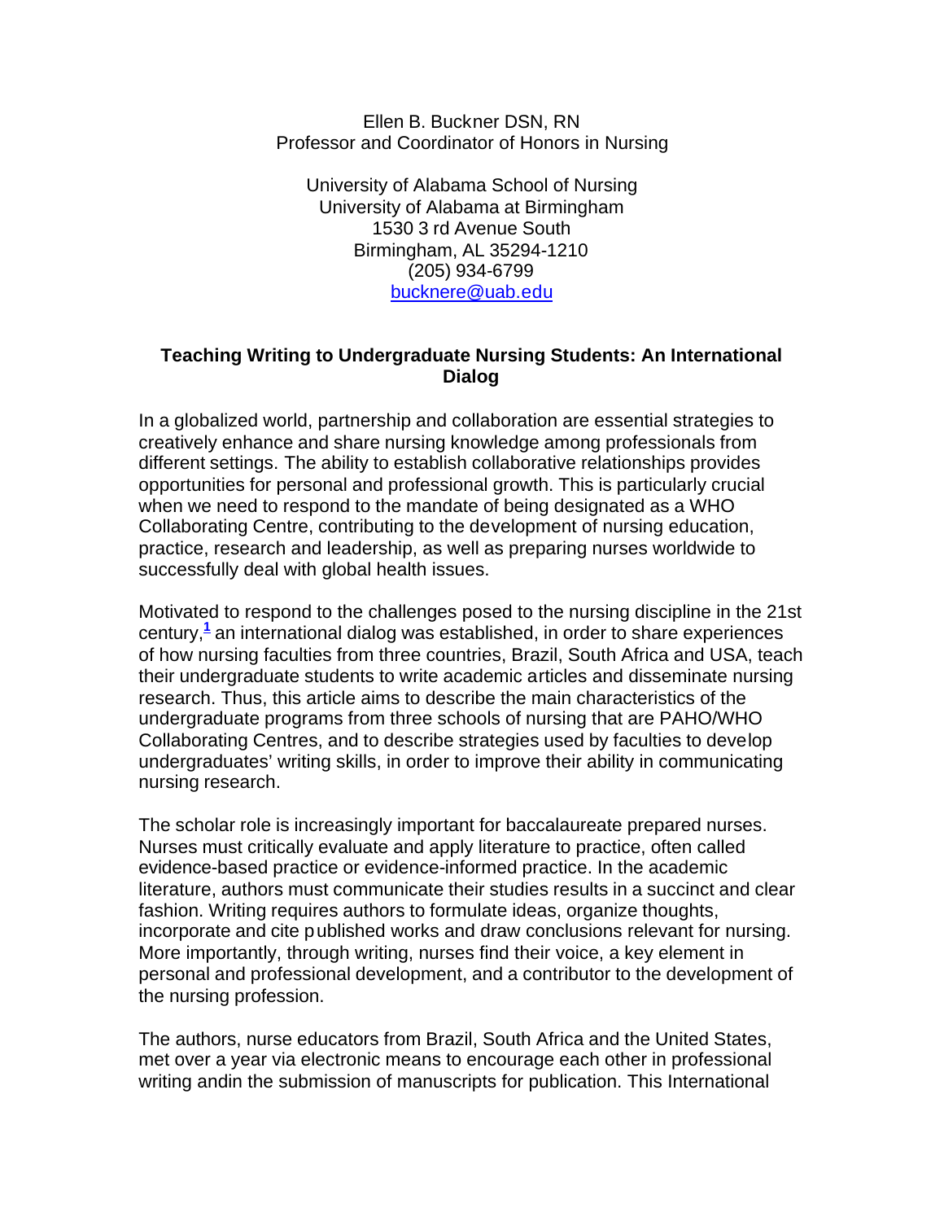Ellen B. Buckner DSN, RN
Professor and Coordinator of Honors in Nursing

University of Alabama School of Nursing
University of Alabama at Birmingham
1530 3 rd Avenue South
Birmingham, AL 35294-1210
(205) 934-6799
bucknere@uab.edu

## Teaching Writing to Undergraduate Nursing Students: An International Dialog

In a globalized world, partnership and collaboration are essential strategies to creatively enhance and share nursing knowledge among professionals from different settings. The ability to establish collaborative relationships provides opportunities for personal and professional growth. This is particularly crucial when we need to respond to the mandate of being designated as a WHO Collaborating Centre, contributing to the development of nursing education, practice, research and leadership, as well as preparing nurses worldwide to successfully deal with global health issues.

Motivated to respond to the challenges posed to the nursing discipline in the 21st century,[1] an international dialog was established, in order to share experiences of how nursing faculties from three countries, Brazil, South Africa and USA, teach their undergraduate students to write academic articles and disseminate nursing research. Thus, this article aims to describe the main characteristics of the undergraduate programs from three schools of nursing that are PAHO/WHO Collaborating Centres, and to describe strategies used by faculties to develop undergraduates' writing skills, in order to improve their ability in communicating nursing research.

The scholar role is increasingly important for baccalaureate prepared nurses. Nurses must critically evaluate and apply literature to practice, often called evidence-based practice or evidence-informed practice. In the academic literature, authors must communicate their studies results in a succinct and clear fashion. Writing requires authors to formulate ideas, organize thoughts, incorporate and cite published works and draw conclusions relevant for nursing. More importantly, through writing, nurses find their voice, a key element in personal and professional development, and a contributor to the development of the nursing profession.

The authors, nurse educators from Brazil, South Africa and the United States, met over a year via electronic means to encourage each other in professional writing andin the submission of manuscripts for publication. This International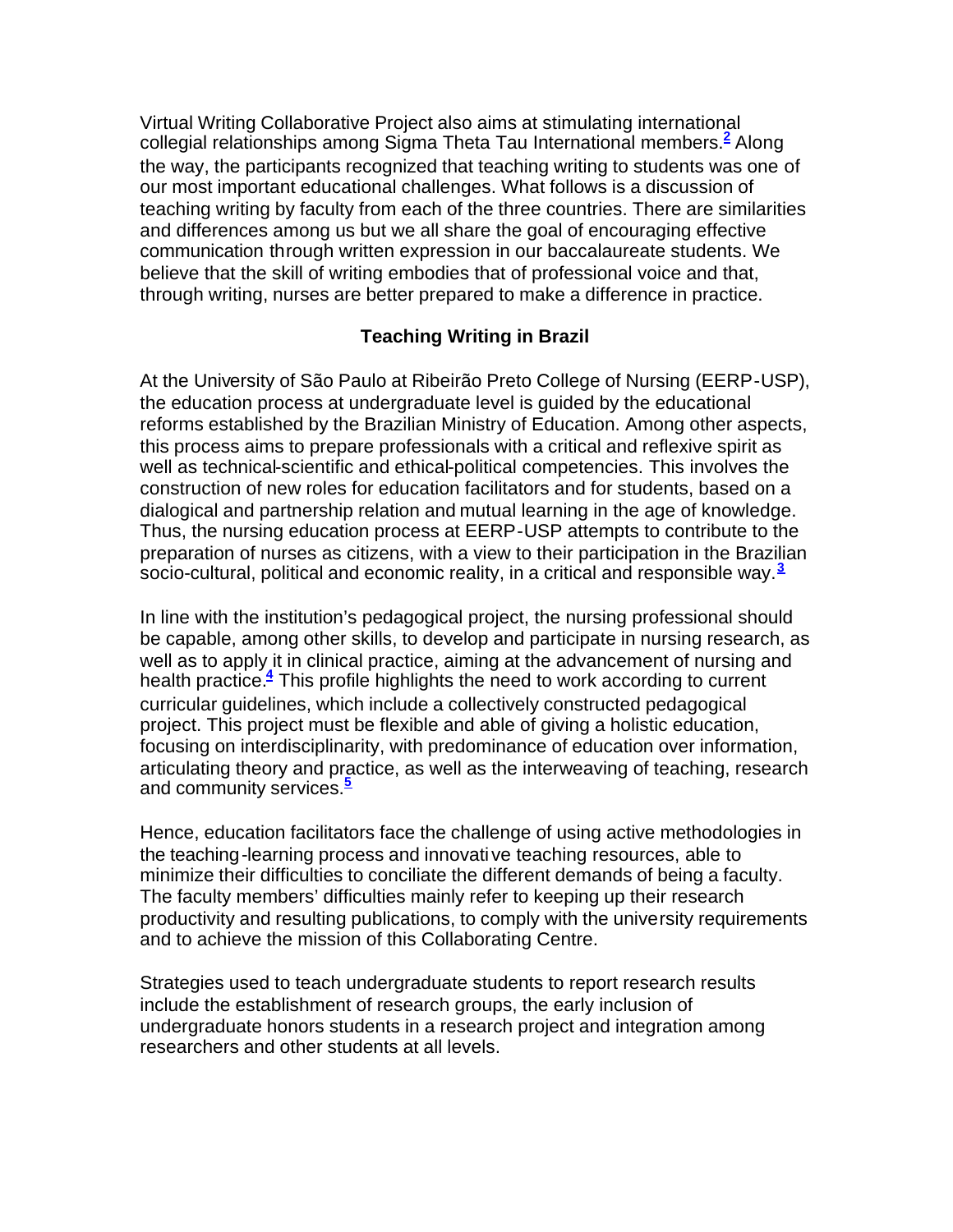Virtual Writing Collaborative Project also aims at stimulating international collegial relationships among Sigma Theta Tau International members.[2] Along the way, the participants recognized that teaching writing to students was one of our most important educational challenges. What follows is a discussion of teaching writing by faculty from each of the three countries. There are similarities and differences among us but we all share the goal of encouraging effective communication through written expression in our baccalaureate students. We believe that the skill of writing embodies that of professional voice and that, through writing, nurses are better prepared to make a difference in practice.

## Teaching Writing in Brazil

At the University of São Paulo at Ribeirão Preto College of Nursing (EERP-USP), the education process at undergraduate level is guided by the educational reforms established by the Brazilian Ministry of Education. Among other aspects, this process aims to prepare professionals with a critical and reflexive spirit as well as technical-scientific and ethical-political competencies. This involves the construction of new roles for education facilitators and for students, based on a dialogical and partnership relation and mutual learning in the age of knowledge. Thus, the nursing education process at EERP-USP attempts to contribute to the preparation of nurses as citizens, with a view to their participation in the Brazilian socio-cultural, political and economic reality, in a critical and responsible way.[3]

In line with the institution's pedagogical project, the nursing professional should be capable, among other skills, to develop and participate in nursing research, as well as to apply it in clinical practice, aiming at the advancement of nursing and health practice.[4] This profile highlights the need to work according to current curricular guidelines, which include a collectively constructed pedagogical project. This project must be flexible and able of giving a holistic education, focusing on interdisciplinarity, with predominance of education over information, articulating theory and practice, as well as the interweaving of teaching, research and community services.[5]

Hence, education facilitators face the challenge of using active methodologies in the teaching-learning process and innovative teaching resources, able to minimize their difficulties to conciliate the different demands of being a faculty. The faculty members' difficulties mainly refer to keeping up their research productivity and resulting publications, to comply with the university requirements and to achieve the mission of this Collaborating Centre.

Strategies used to teach undergraduate students to report research results include the establishment of research groups, the early inclusion of undergraduate honors students in a research project and integration among researchers and other students at all levels.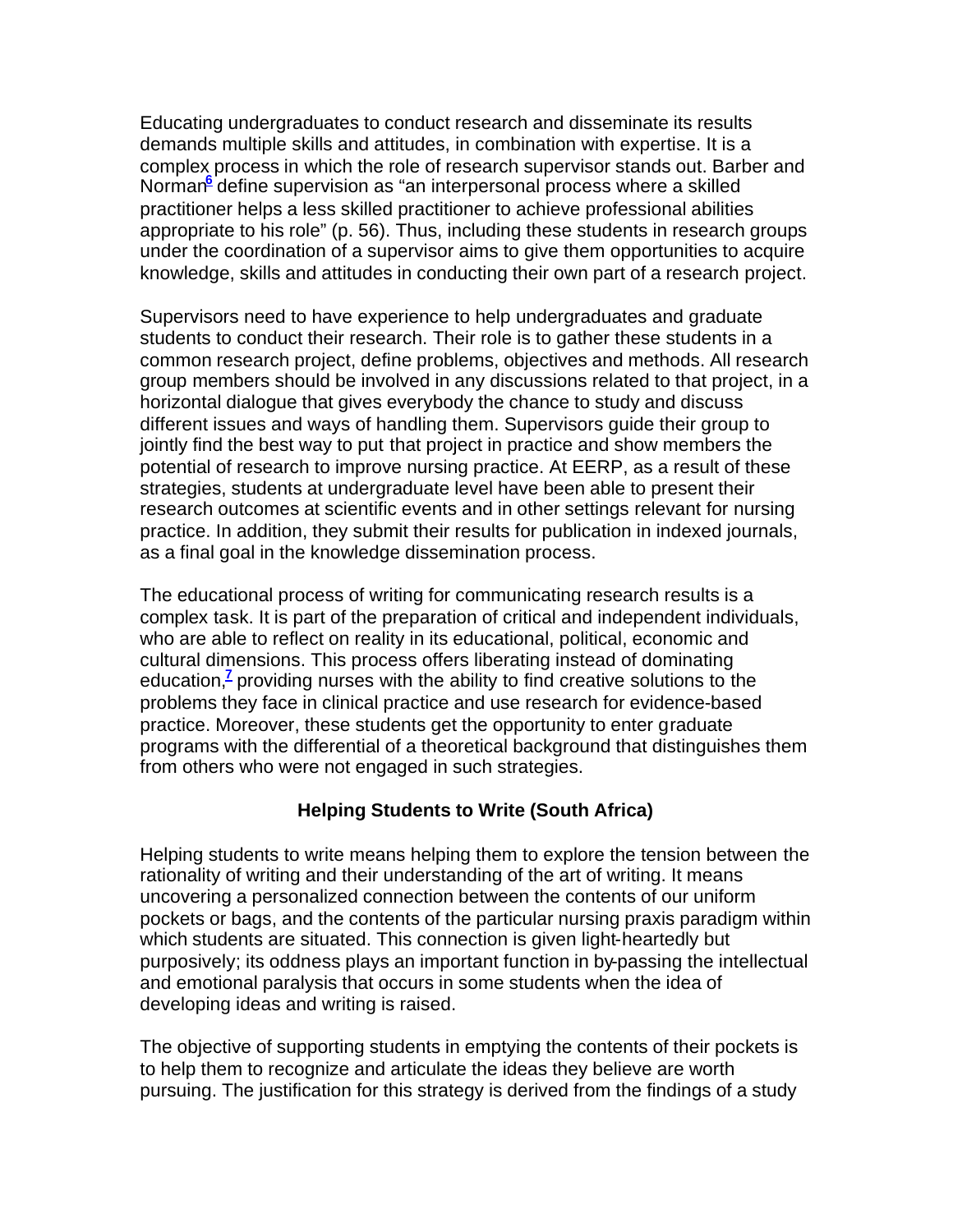Educating undergraduates to conduct research and disseminate its results demands multiple skills and attitudes, in combination with expertise. It is a complex process in which the role of research supervisor stands out. Barber and Norman[6] define supervision as "an interpersonal process where a skilled practitioner helps a less skilled practitioner to achieve professional abilities appropriate to his role" (p. 56). Thus, including these students in research groups under the coordination of a supervisor aims to give them opportunities to acquire knowledge, skills and attitudes in conducting their own part of a research project.

Supervisors need to have experience to help undergraduates and graduate students to conduct their research. Their role is to gather these students in a common research project, define problems, objectives and methods. All research group members should be involved in any discussions related to that project, in a horizontal dialogue that gives everybody the chance to study and discuss different issues and ways of handling them. Supervisors guide their group to jointly find the best way to put that project in practice and show members the potential of research to improve nursing practice. At EERP, as a result of these strategies, students at undergraduate level have been able to present their research outcomes at scientific events and in other settings relevant for nursing practice. In addition, they submit their results for publication in indexed journals, as a final goal in the knowledge dissemination process.

The educational process of writing for communicating research results is a complex task. It is part of the preparation of critical and independent individuals, who are able to reflect on reality in its educational, political, economic and cultural dimensions. This process offers liberating instead of dominating education,[7] providing nurses with the ability to find creative solutions to the problems they face in clinical practice and use research for evidence-based practice. Moreover, these students get the opportunity to enter graduate programs with the differential of a theoretical background that distinguishes them from others who were not engaged in such strategies.

### Helping Students to Write (South Africa)

Helping students to write means helping them to explore the tension between the rationality of writing and their understanding of the art of writing. It means uncovering a personalized connection between the contents of our uniform pockets or bags, and the contents of the particular nursing praxis paradigm within which students are situated. This connection is given light-heartedly but purposively; its oddness plays an important function in by-passing the intellectual and emotional paralysis that occurs in some students when the idea of developing ideas and writing is raised.

The objective of supporting students in emptying the contents of their pockets is to help them to recognize and articulate the ideas they believe are worth pursuing. The justification for this strategy is derived from the findings of a study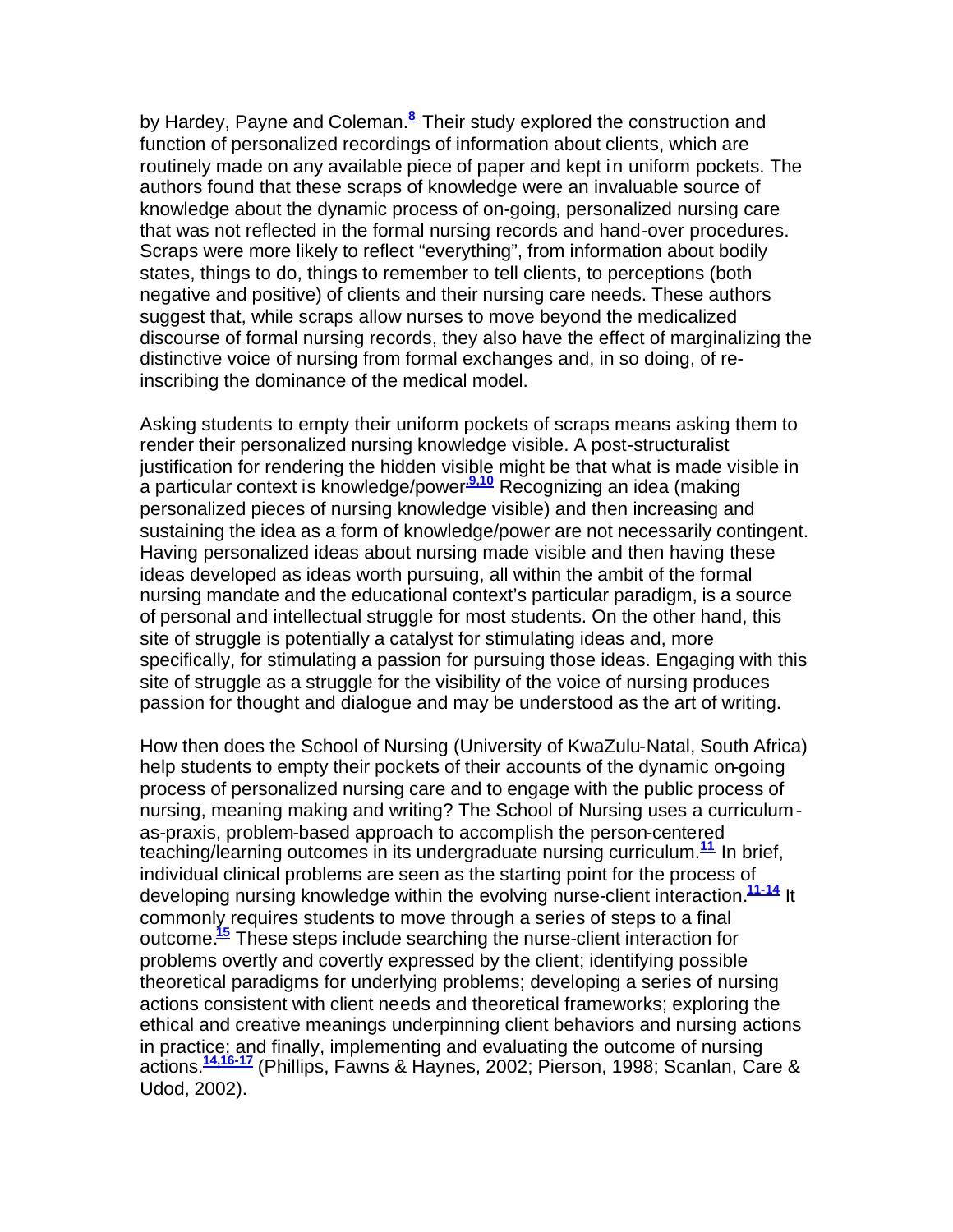by Hardey, Payne and Coleman.[8] Their study explored the construction and function of personalized recordings of information about clients, which are routinely made on any available piece of paper and kept in uniform pockets. The authors found that these scraps of knowledge were an invaluable source of knowledge about the dynamic process of on-going, personalized nursing care that was not reflected in the formal nursing records and hand-over procedures. Scraps were more likely to reflect "everything", from information about bodily states, things to do, things to remember to tell clients, to perceptions (both negative and positive) of clients and their nursing care needs. These authors suggest that, while scraps allow nurses to move beyond the medicalized discourse of formal nursing records, they also have the effect of marginalizing the distinctive voice of nursing from formal exchanges and, in so doing, of re-inscribing the dominance of the medical model.

Asking students to empty their uniform pockets of scraps means asking them to render their personalized nursing knowledge visible. A post-structuralist justification for rendering the hidden visible might be that what is made visible in a particular context is knowledge/power.[9,10] Recognizing an idea (making personalized pieces of nursing knowledge visible) and then increasing and sustaining the idea as a form of knowledge/power are not necessarily contingent. Having personalized ideas about nursing made visible and then having these ideas developed as ideas worth pursuing, all within the ambit of the formal nursing mandate and the educational context's particular paradigm, is a source of personal and intellectual struggle for most students. On the other hand, this site of struggle is potentially a catalyst for stimulating ideas and, more specifically, for stimulating a passion for pursuing those ideas. Engaging with this site of struggle as a struggle for the visibility of the voice of nursing produces passion for thought and dialogue and may be understood as the art of writing.

How then does the School of Nursing (University of KwaZulu-Natal, South Africa) help students to empty their pockets of their accounts of the dynamic on-going process of personalized nursing care and to engage with the public process of nursing, meaning making and writing? The School of Nursing uses a curriculum-as-praxis, problem-based approach to accomplish the person-centered teaching/learning outcomes in its undergraduate nursing curriculum.[11] In brief, individual clinical problems are seen as the starting point for the process of developing nursing knowledge within the evolving nurse-client interaction.[11-14] It commonly requires students to move through a series of steps to a final outcome.[15] These steps include searching the nurse-client interaction for problems overtly and covertly expressed by the client; identifying possible theoretical paradigms for underlying problems; developing a series of nursing actions consistent with client needs and theoretical frameworks; exploring the ethical and creative meanings underpinning client behaviors and nursing actions in practice; and finally, implementing and evaluating the outcome of nursing actions.[14,16-17] (Phillips, Fawns & Haynes, 2002; Pierson, 1998; Scanlan, Care & Udod, 2002).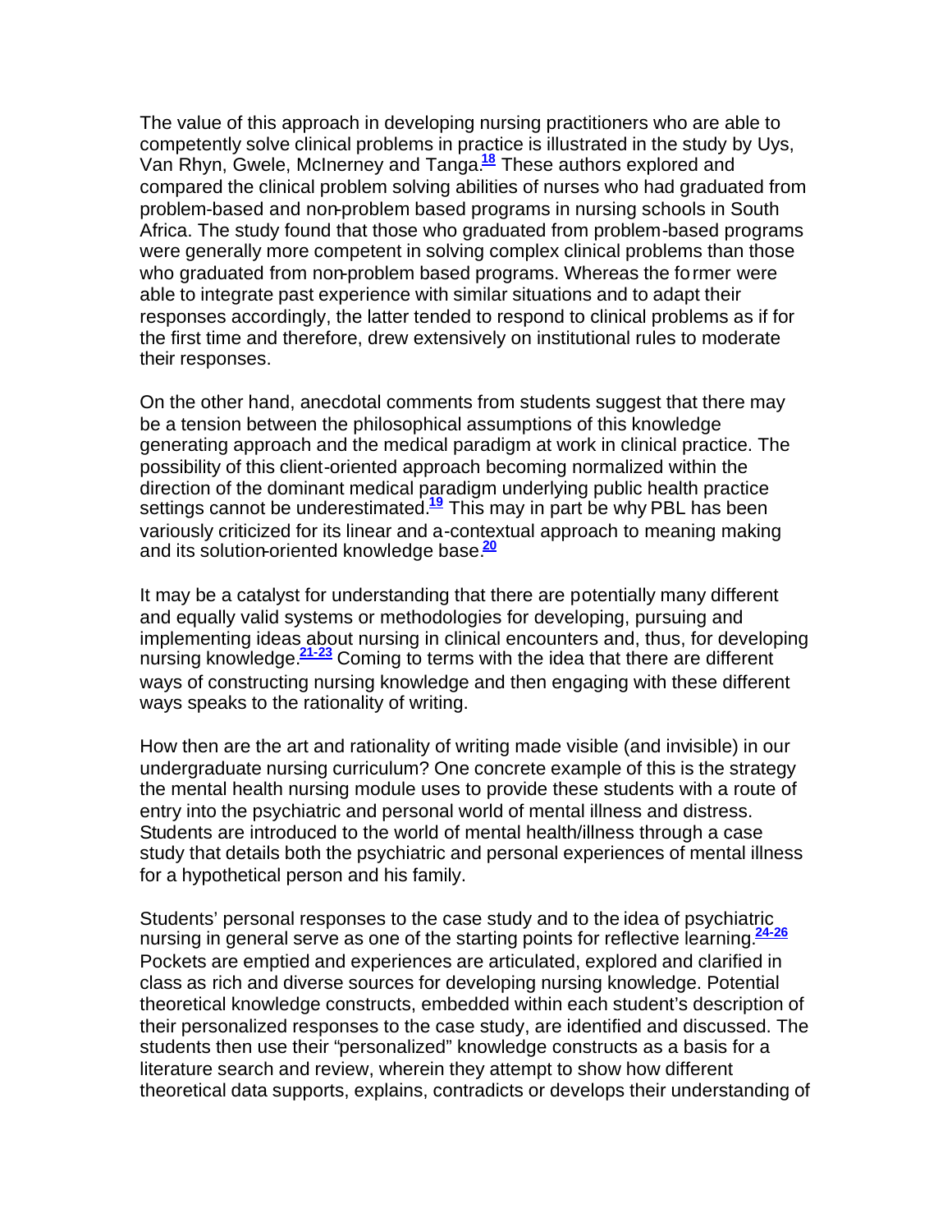The value of this approach in developing nursing practitioners who are able to competently solve clinical problems in practice is illustrated in the study by Uys, Van Rhyn, Gwele, McInerney and Tanga.[18] These authors explored and compared the clinical problem solving abilities of nurses who had graduated from problem-based and non-problem based programs in nursing schools in South Africa. The study found that those who graduated from problem-based programs were generally more competent in solving complex clinical problems than those who graduated from non-problem based programs. Whereas the former were able to integrate past experience with similar situations and to adapt their responses accordingly, the latter tended to respond to clinical problems as if for the first time and therefore, drew extensively on institutional rules to moderate their responses.

On the other hand, anecdotal comments from students suggest that there may be a tension between the philosophical assumptions of this knowledge generating approach and the medical paradigm at work in clinical practice. The possibility of this client-oriented approach becoming normalized within the direction of the dominant medical paradigm underlying public health practice settings cannot be underestimated.[19] This may in part be why PBL has been variously criticized for its linear and a-contextual approach to meaning making and its solution-oriented knowledge base.[20]

It may be a catalyst for understanding that there are potentially many different and equally valid systems or methodologies for developing, pursuing and implementing ideas about nursing in clinical encounters and, thus, for developing nursing knowledge.[21-23] Coming to terms with the idea that there are different ways of constructing nursing knowledge and then engaging with these different ways speaks to the rationality of writing.

How then are the art and rationality of writing made visible (and invisible) in our undergraduate nursing curriculum? One concrete example of this is the strategy the mental health nursing module uses to provide these students with a route of entry into the psychiatric and personal world of mental illness and distress. Students are introduced to the world of mental health/illness through a case study that details both the psychiatric and personal experiences of mental illness for a hypothetical person and his family.

Students' personal responses to the case study and to the idea of psychiatric nursing in general serve as one of the starting points for reflective learning.[24-26] Pockets are emptied and experiences are articulated, explored and clarified in class as rich and diverse sources for developing nursing knowledge. Potential theoretical knowledge constructs, embedded within each student's description of their personalized responses to the case study, are identified and discussed. The students then use their "personalized" knowledge constructs as a basis for a literature search and review, wherein they attempt to show how different theoretical data supports, explains, contradicts or develops their understanding of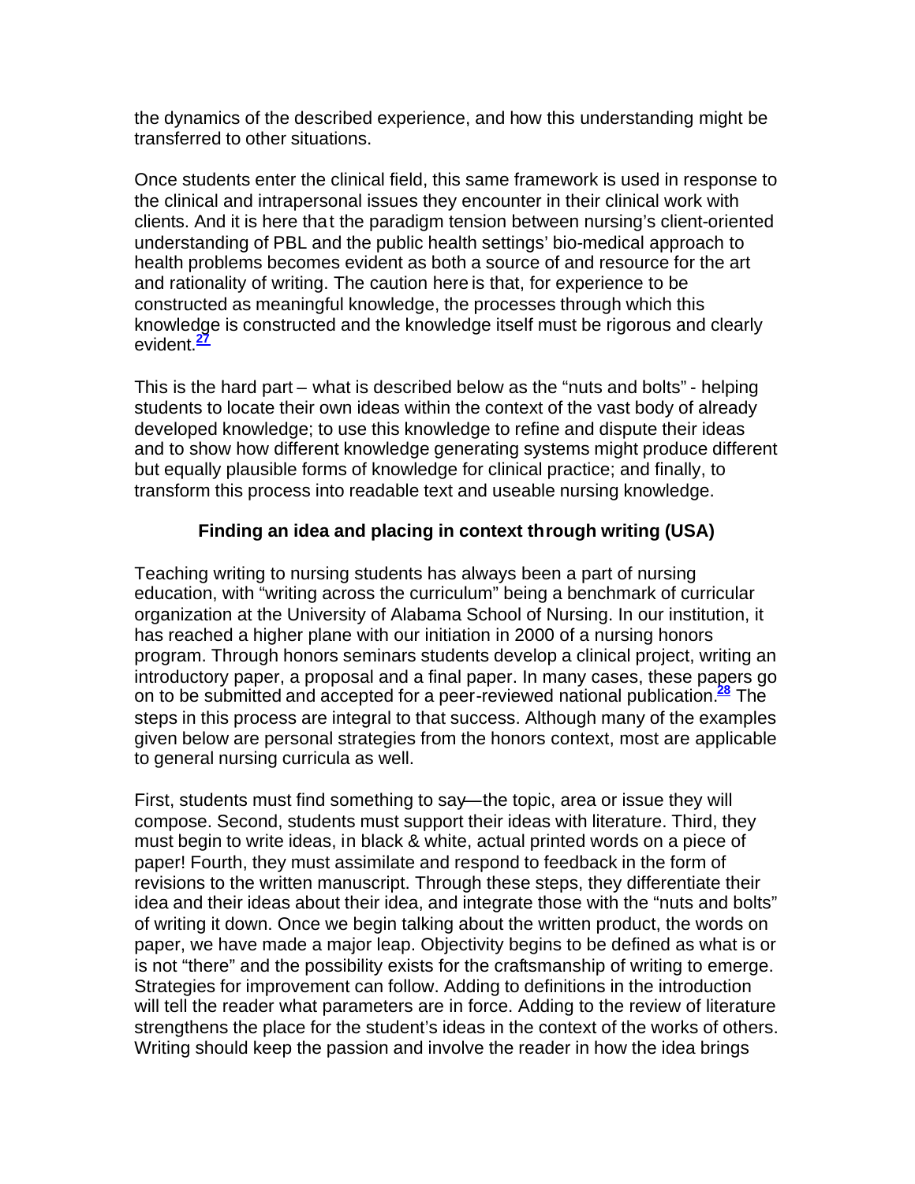the dynamics of the described experience, and how this understanding might be transferred to other situations.

Once students enter the clinical field, this same framework is used in response to the clinical and intrapersonal issues they encounter in their clinical work with clients. And it is here that the paradigm tension between nursing's client-oriented understanding of PBL and the public health settings' bio-medical approach to health problems becomes evident as both a source of and resource for the art and rationality of writing. The caution here is that, for experience to be constructed as meaningful knowledge, the processes through which this knowledge is constructed and the knowledge itself must be rigorous and clearly evident.[27]

This is the hard part – what is described below as the "nuts and bolts" - helping students to locate their own ideas within the context of the vast body of already developed knowledge; to use this knowledge to refine and dispute their ideas and to show how different knowledge generating systems might produce different but equally plausible forms of knowledge for clinical practice; and finally, to transform this process into readable text and useable nursing knowledge.

### Finding an idea and placing in context through writing (USA)

Teaching writing to nursing students has always been a part of nursing education, with "writing across the curriculum" being a benchmark of curricular organization at the University of Alabama School of Nursing. In our institution, it has reached a higher plane with our initiation in 2000 of a nursing honors program. Through honors seminars students develop a clinical project, writing an introductory paper, a proposal and a final paper. In many cases, these papers go on to be submitted and accepted for a peer-reviewed national publication.[28] The steps in this process are integral to that success. Although many of the examples given below are personal strategies from the honors context, most are applicable to general nursing curricula as well.

First, students must find something to say—the topic, area or issue they will compose. Second, students must support their ideas with literature. Third, they must begin to write ideas, in black & white, actual printed words on a piece of paper! Fourth, they must assimilate and respond to feedback in the form of revisions to the written manuscript. Through these steps, they differentiate their idea and their ideas about their idea, and integrate those with the "nuts and bolts" of writing it down. Once we begin talking about the written product, the words on paper, we have made a major leap. Objectivity begins to be defined as what is or is not "there" and the possibility exists for the craftsmanship of writing to emerge. Strategies for improvement can follow. Adding to definitions in the introduction will tell the reader what parameters are in force. Adding to the review of literature strengthens the place for the student's ideas in the context of the works of others. Writing should keep the passion and involve the reader in how the idea brings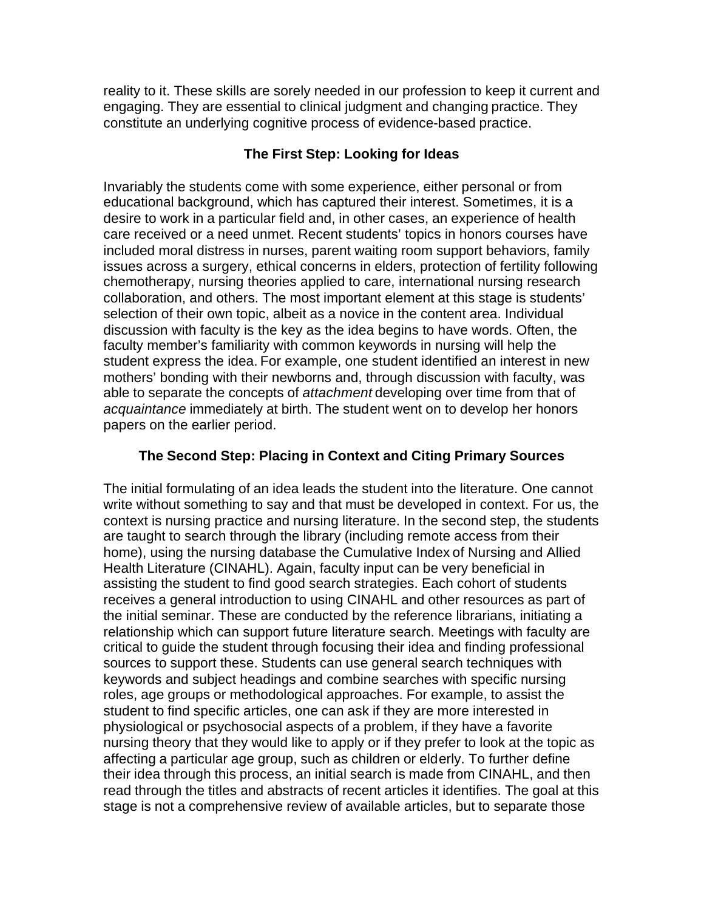reality to it. These skills are sorely needed in our profession to keep it current and engaging. They are essential to clinical judgment and changing practice. They constitute an underlying cognitive process of evidence-based practice.

### The First Step: Looking for Ideas

Invariably the students come with some experience, either personal or from educational background, which has captured their interest. Sometimes, it is a desire to work in a particular field and, in other cases, an experience of health care received or a need unmet. Recent students' topics in honors courses have included moral distress in nurses, parent waiting room support behaviors, family issues across a surgery, ethical concerns in elders, protection of fertility following chemotherapy, nursing theories applied to care, international nursing research collaboration, and others. The most important element at this stage is students' selection of their own topic, albeit as a novice in the content area. Individual discussion with faculty is the key as the idea begins to have words. Often, the faculty member's familiarity with common keywords in nursing will help the student express the idea. For example, one student identified an interest in new mothers' bonding with their newborns and, through discussion with faculty, was able to separate the concepts of *attachment* developing over time from that of *acquaintance* immediately at birth. The student went on to develop her honors papers on the earlier period.

### The Second Step: Placing in Context and Citing Primary Sources

The initial formulating of an idea leads the student into the literature. One cannot write without something to say and that must be developed in context. For us, the context is nursing practice and nursing literature. In the second step, the students are taught to search through the library (including remote access from their home), using the nursing database the Cumulative Index of Nursing and Allied Health Literature (CINAHL). Again, faculty input can be very beneficial in assisting the student to find good search strategies. Each cohort of students receives a general introduction to using CINAHL and other resources as part of the initial seminar. These are conducted by the reference librarians, initiating a relationship which can support future literature search. Meetings with faculty are critical to guide the student through focusing their idea and finding professional sources to support these. Students can use general search techniques with keywords and subject headings and combine searches with specific nursing roles, age groups or methodological approaches. For example, to assist the student to find specific articles, one can ask if they are more interested in physiological or psychosocial aspects of a problem, if they have a favorite nursing theory that they would like to apply or if they prefer to look at the topic as affecting a particular age group, such as children or elderly. To further define their idea through this process, an initial search is made from CINAHL, and then read through the titles and abstracts of recent articles it identifies. The goal at this stage is not a comprehensive review of available articles, but to separate those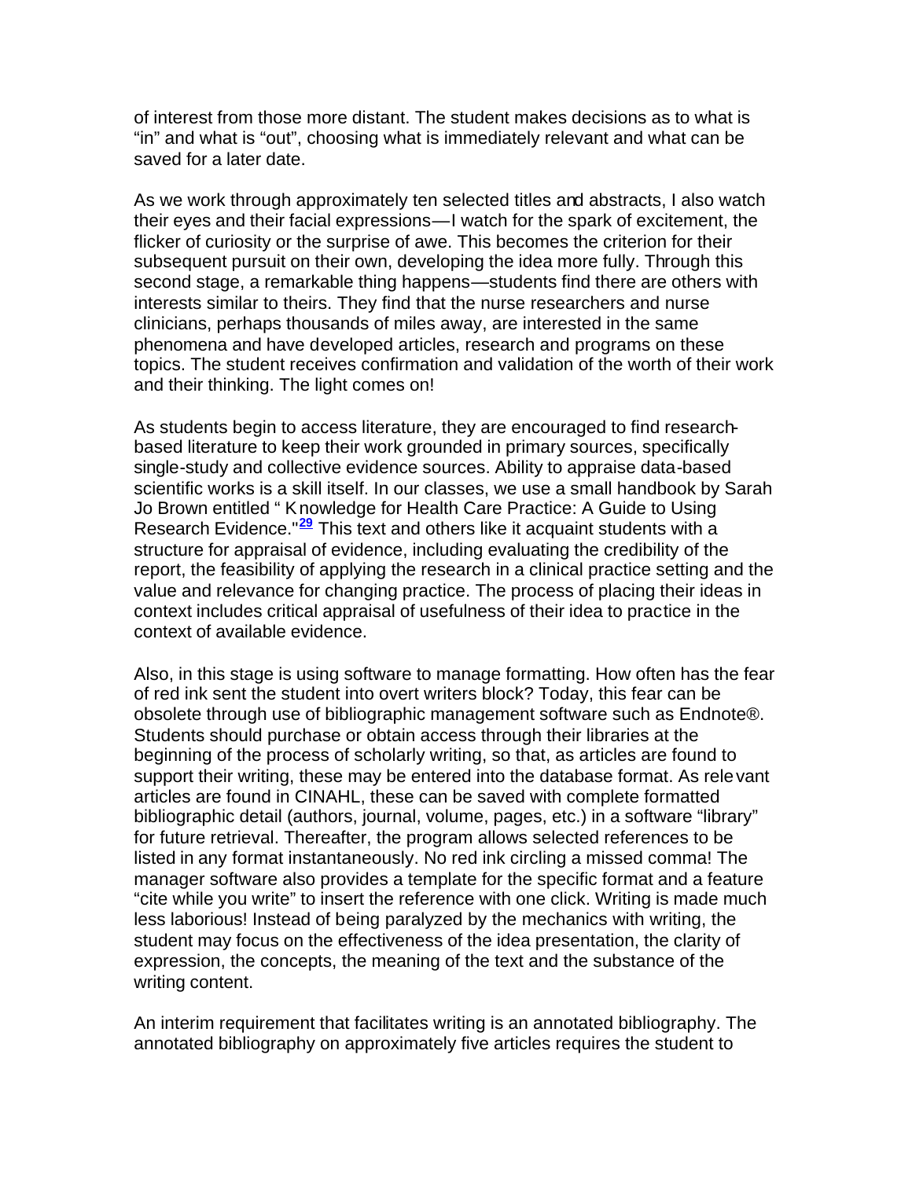of interest from those more distant. The student makes decisions as to what is "in" and what is "out", choosing what is immediately relevant and what can be saved for a later date.

As we work through approximately ten selected titles and abstracts, I also watch their eyes and their facial expressions—I watch for the spark of excitement, the flicker of curiosity or the surprise of awe. This becomes the criterion for their subsequent pursuit on their own, developing the idea more fully. Through this second stage, a remarkable thing happens—students find there are others with interests similar to theirs. They find that the nurse researchers and nurse clinicians, perhaps thousands of miles away, are interested in the same phenomena and have developed articles, research and programs on these topics. The student receives confirmation and validation of the worth of their work and their thinking. The light comes on!

As students begin to access literature, they are encouraged to find research-based literature to keep their work grounded in primary sources, specifically single-study and collective evidence sources. Ability to appraise data-based scientific works is a skill itself. In our classes, we use a small handbook by Sarah Jo Brown entitled " Knowledge for Health Care Practice: A Guide to Using Research Evidence."[29] This text and others like it acquaint students with a structure for appraisal of evidence, including evaluating the credibility of the report, the feasibility of applying the research in a clinical practice setting and the value and relevance for changing practice. The process of placing their ideas in context includes critical appraisal of usefulness of their idea to practice in the context of available evidence.

Also, in this stage is using software to manage formatting. How often has the fear of red ink sent the student into overt writers block? Today, this fear can be obsolete through use of bibliographic management software such as Endnote®. Students should purchase or obtain access through their libraries at the beginning of the process of scholarly writing, so that, as articles are found to support their writing, these may be entered into the database format. As relevant articles are found in CINAHL, these can be saved with complete formatted bibliographic detail (authors, journal, volume, pages, etc.) in a software "library" for future retrieval. Thereafter, the program allows selected references to be listed in any format instantaneously. No red ink circling a missed comma! The manager software also provides a template for the specific format and a feature "cite while you write" to insert the reference with one click. Writing is made much less laborious! Instead of being paralyzed by the mechanics with writing, the student may focus on the effectiveness of the idea presentation, the clarity of expression, the concepts, the meaning of the text and the substance of the writing content.

An interim requirement that facilitates writing is an annotated bibliography. The annotated bibliography on approximately five articles requires the student to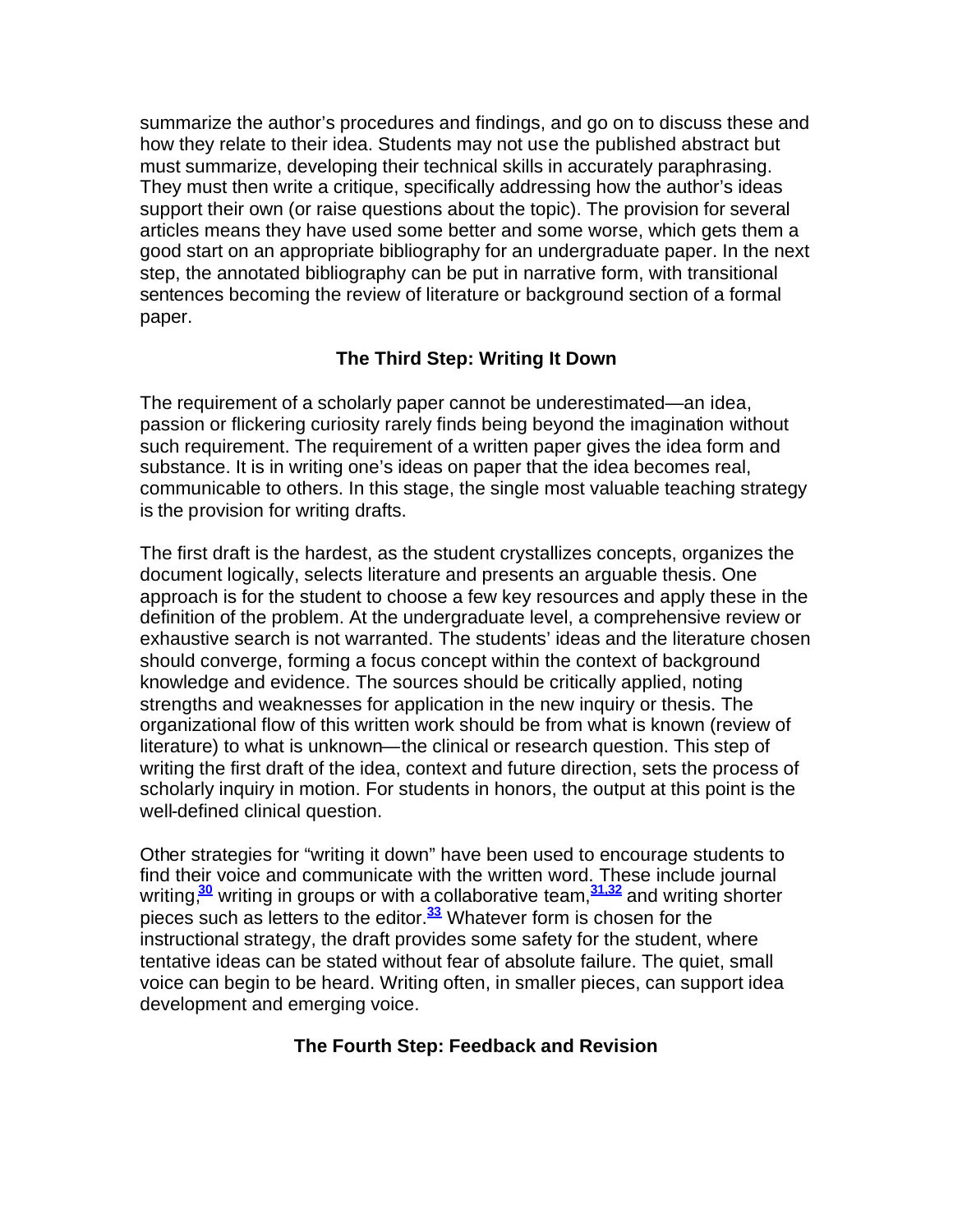summarize the author's procedures and findings, and go on to discuss these and how they relate to their idea. Students may not use the published abstract but must summarize, developing their technical skills in accurately paraphrasing. They must then write a critique, specifically addressing how the author's ideas support their own (or raise questions about the topic). The provision for several articles means they have used some better and some worse, which gets them a good start on an appropriate bibliography for an undergraduate paper. In the next step, the annotated bibliography can be put in narrative form, with transitional sentences becoming the review of literature or background section of a formal paper.

## The Third Step: Writing It Down

The requirement of a scholarly paper cannot be underestimated—an idea, passion or flickering curiosity rarely finds being beyond the imagination without such requirement. The requirement of a written paper gives the idea form and substance. It is in writing one's ideas on paper that the idea becomes real, communicable to others. In this stage, the single most valuable teaching strategy is the provision for writing drafts.

The first draft is the hardest, as the student crystallizes concepts, organizes the document logically, selects literature and presents an arguable thesis. One approach is for the student to choose a few key resources and apply these in the definition of the problem. At the undergraduate level, a comprehensive review or exhaustive search is not warranted. The students' ideas and the literature chosen should converge, forming a focus concept within the context of background knowledge and evidence. The sources should be critically applied, noting strengths and weaknesses for application in the new inquiry or thesis. The organizational flow of this written work should be from what is known (review of literature) to what is unknown—the clinical or research question. This step of writing the first draft of the idea, context and future direction, sets the process of scholarly inquiry in motion. For students in honors, the output at this point is the well-defined clinical question.

Other strategies for "writing it down" have been used to encourage students to find their voice and communicate with the written word. These include journal writing,[30] writing in groups or with a collaborative team,[31,32] and writing shorter pieces such as letters to the editor.[33] Whatever form is chosen for the instructional strategy, the draft provides some safety for the student, where tentative ideas can be stated without fear of absolute failure. The quiet, small voice can begin to be heard. Writing often, in smaller pieces, can support idea development and emerging voice.

## The Fourth Step: Feedback and Revision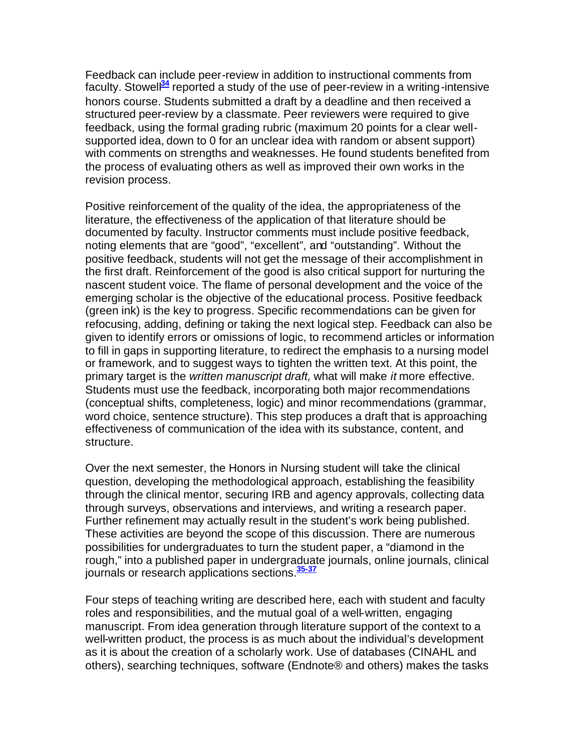Feedback can include peer-review in addition to instructional comments from faculty. Stowell[34] reported a study of the use of peer-review in a writing-intensive honors course. Students submitted a draft by a deadline and then received a structured peer-review by a classmate. Peer reviewers were required to give feedback, using the formal grading rubric (maximum 20 points for a clear well-supported idea, down to 0 for an unclear idea with random or absent support) with comments on strengths and weaknesses. He found students benefited from the process of evaluating others as well as improved their own works in the revision process.

Positive reinforcement of the quality of the idea, the appropriateness of the literature, the effectiveness of the application of that literature should be documented by faculty. Instructor comments must include positive feedback, noting elements that are "good", "excellent", and "outstanding". Without the positive feedback, students will not get the message of their accomplishment in the first draft. Reinforcement of the good is also critical support for nurturing the nascent student voice. The flame of personal development and the voice of the emerging scholar is the objective of the educational process. Positive feedback (green ink) is the key to progress. Specific recommendations can be given for refocusing, adding, defining or taking the next logical step. Feedback can also be given to identify errors or omissions of logic, to recommend articles or information to fill in gaps in supporting literature, to redirect the emphasis to a nursing model or framework, and to suggest ways to tighten the written text. At this point, the primary target is the *written manuscript draft,* what will make *it* more effective. Students must use the feedback, incorporating both major recommendations (conceptual shifts, completeness, logic) and minor recommendations (grammar, word choice, sentence structure). This step produces a draft that is approaching effectiveness of communication of the idea with its substance, content, and structure.

Over the next semester, the Honors in Nursing student will take the clinical question, developing the methodological approach, establishing the feasibility through the clinical mentor, securing IRB and agency approvals, collecting data through surveys, observations and interviews, and writing a research paper. Further refinement may actually result in the student's work being published. These activities are beyond the scope of this discussion. There are numerous possibilities for undergraduates to turn the student paper, a "diamond in the rough," into a published paper in undergraduate journals, online journals, clinical journals or research applications sections.[35-37]

Four steps of teaching writing are described here, each with student and faculty roles and responsibilities, and the mutual goal of a well-written, engaging manuscript. From idea generation through literature support of the context to a well-written product, the process is as much about the individual's development as it is about the creation of a scholarly work. Use of databases (CINAHL and others), searching techniques, software (Endnote® and others) makes the tasks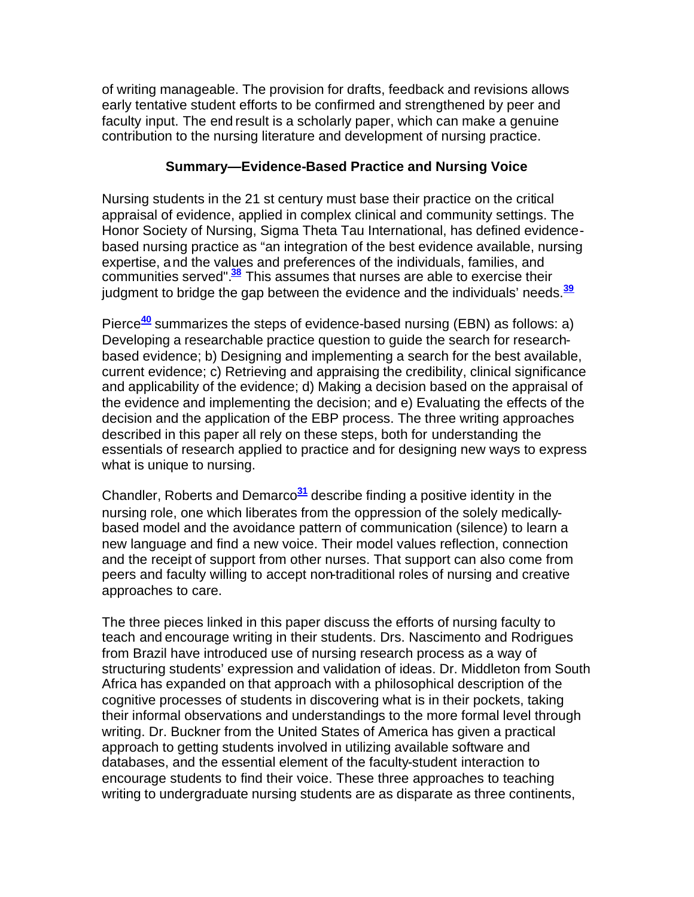of writing manageable. The provision for drafts, feedback and revisions allows early tentative student efforts to be confirmed and strengthened by peer and faculty input. The end result is a scholarly paper, which can make a genuine contribution to the nursing literature and development of nursing practice.

### Summary—Evidence-Based Practice and Nursing Voice

Nursing students in the 21 st century must base their practice on the critical appraisal of evidence, applied in complex clinical and community settings. The Honor Society of Nursing, Sigma Theta Tau International, has defined evidence-based nursing practice as "an integration of the best evidence available, nursing expertise, and the values and preferences of the individuals, families, and communities served".[38] This assumes that nurses are able to exercise their judgment to bridge the gap between the evidence and the individuals' needs.[39]

Pierce[40] summarizes the steps of evidence-based nursing (EBN) as follows: a) Developing a researchable practice question to guide the search for research-based evidence; b) Designing and implementing a search for the best available, current evidence; c) Retrieving and appraising the credibility, clinical significance and applicability of the evidence; d) Making a decision based on the appraisal of the evidence and implementing the decision; and e) Evaluating the effects of the decision and the application of the EBP process. The three writing approaches described in this paper all rely on these steps, both for understanding the essentials of research applied to practice and for designing new ways to express what is unique to nursing.

Chandler, Roberts and Demarco[31] describe finding a positive identity in the nursing role, one which liberates from the oppression of the solely medically-based model and the avoidance pattern of communication (silence) to learn a new language and find a new voice. Their model values reflection, connection and the receipt of support from other nurses. That support can also come from peers and faculty willing to accept non-traditional roles of nursing and creative approaches to care.

The three pieces linked in this paper discuss the efforts of nursing faculty to teach and encourage writing in their students. Drs. Nascimento and Rodrigues from Brazil have introduced use of nursing research process as a way of structuring students' expression and validation of ideas. Dr. Middleton from South Africa has expanded on that approach with a philosophical description of the cognitive processes of students in discovering what is in their pockets, taking their informal observations and understandings to the more formal level through writing. Dr. Buckner from the United States of America has given a practical approach to getting students involved in utilizing available software and databases, and the essential element of the faculty-student interaction to encourage students to find their voice. These three approaches to teaching writing to undergraduate nursing students are as disparate as three continents,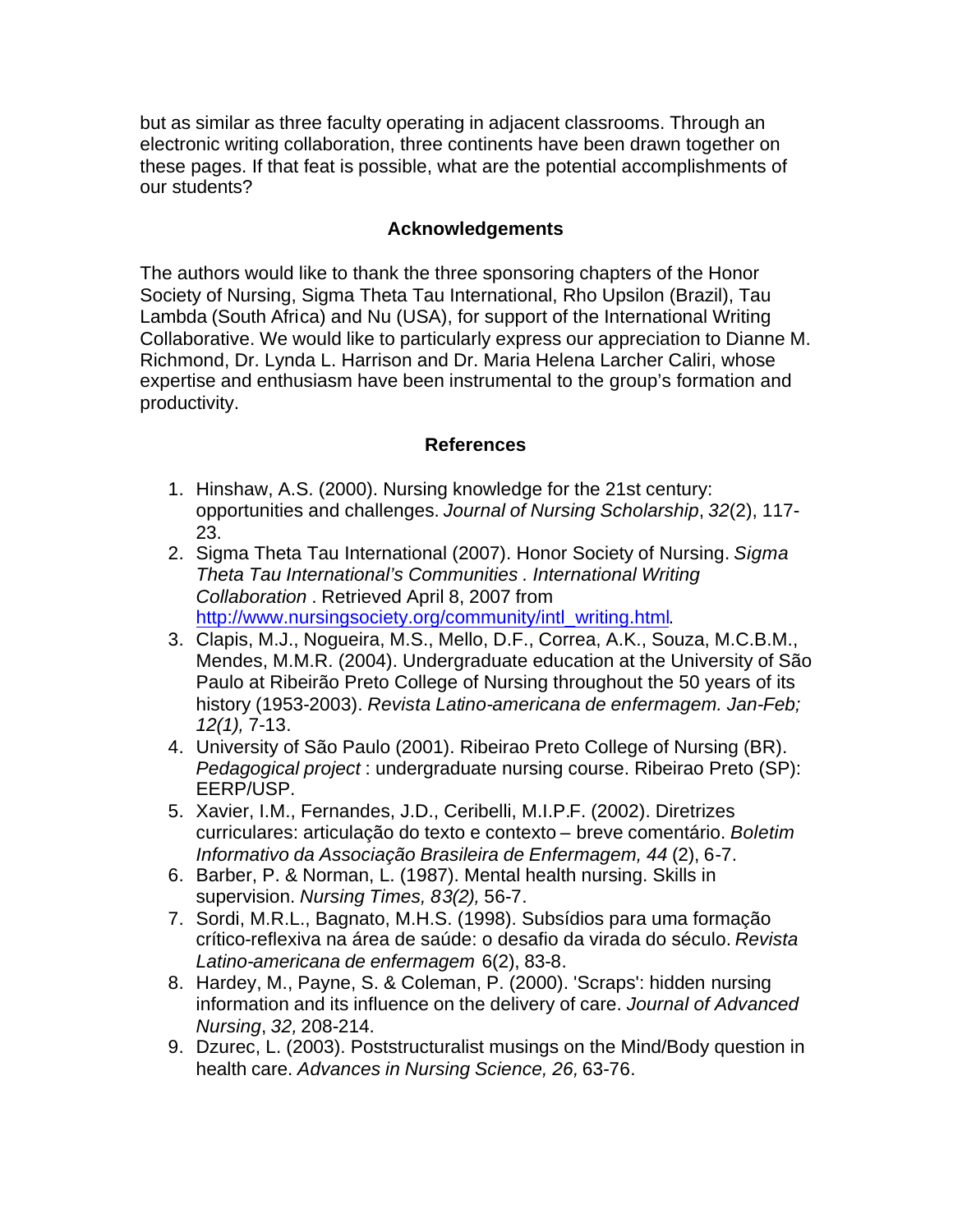but as similar as three faculty operating in adjacent classrooms. Through an electronic writing collaboration, three continents have been drawn together on these pages. If that feat is possible, what are the potential accomplishments of our students?

## Acknowledgements

The authors would like to thank the three sponsoring chapters of the Honor Society of Nursing, Sigma Theta Tau International, Rho Upsilon (Brazil), Tau Lambda (South Africa) and Nu (USA), for support of the International Writing Collaborative. We would like to particularly express our appreciation to Dianne M. Richmond, Dr. Lynda L. Harrison and Dr. Maria Helena Larcher Caliri, whose expertise and enthusiasm have been instrumental to the group's formation and productivity.

## References

1. Hinshaw, A.S. (2000). Nursing knowledge for the 21st century: opportunities and challenges. *Journal of Nursing Scholarship*, *32*(2), 117-23.
2. Sigma Theta Tau International (2007). Honor Society of Nursing. *Sigma Theta Tau International's Communities . International Writing Collaboration* . Retrieved April 8, 2007 from http://www.nursingsociety.org/community/intl_writing.html.
3. Clapis, M.J., Nogueira, M.S., Mello, D.F., Correa, A.K., Souza, M.C.B.M., Mendes, M.M.R. (2004). Undergraduate education at the University of São Paulo at Ribeirão Preto College of Nursing throughout the 50 years of its history (1953-2003). *Revista Latino-americana de enfermagem. Jan-Feb; 12(1),* 7-13.
4. University of São Paulo (2001). Ribeirao Preto College of Nursing (BR). *Pedagogical project* : undergraduate nursing course. Ribeirao Preto (SP): EERP/USP.
5. Xavier, I.M., Fernandes, J.D., Ceribelli, M.I.P.F. (2002). Diretrizes curriculares: articulação do texto e contexto – breve comentário. *Boletim Informativo da Associação Brasileira de Enfermagem, 44* (2), 6-7.
6. Barber, P. & Norman, L. (1987). Mental health nursing. Skills in supervision. *Nursing Times, 83(2),* 56-7.
7. Sordi, M.R.L., Bagnato, M.H.S. (1998). Subsídios para uma formação crítico-reflexiva na área de saúde: o desafio da virada do século. *Revista Latino-americana de enfermagem* 6(2), 83-8.
8. Hardey, M., Payne, S. & Coleman, P. (2000). 'Scraps': hidden nursing information and its influence on the delivery of care. *Journal of Advanced Nursing*, *32,* 208-214.
9. Dzurec, L. (2003). Poststructuralist musings on the Mind/Body question in health care. *Advances in Nursing Science, 26,* 63-76.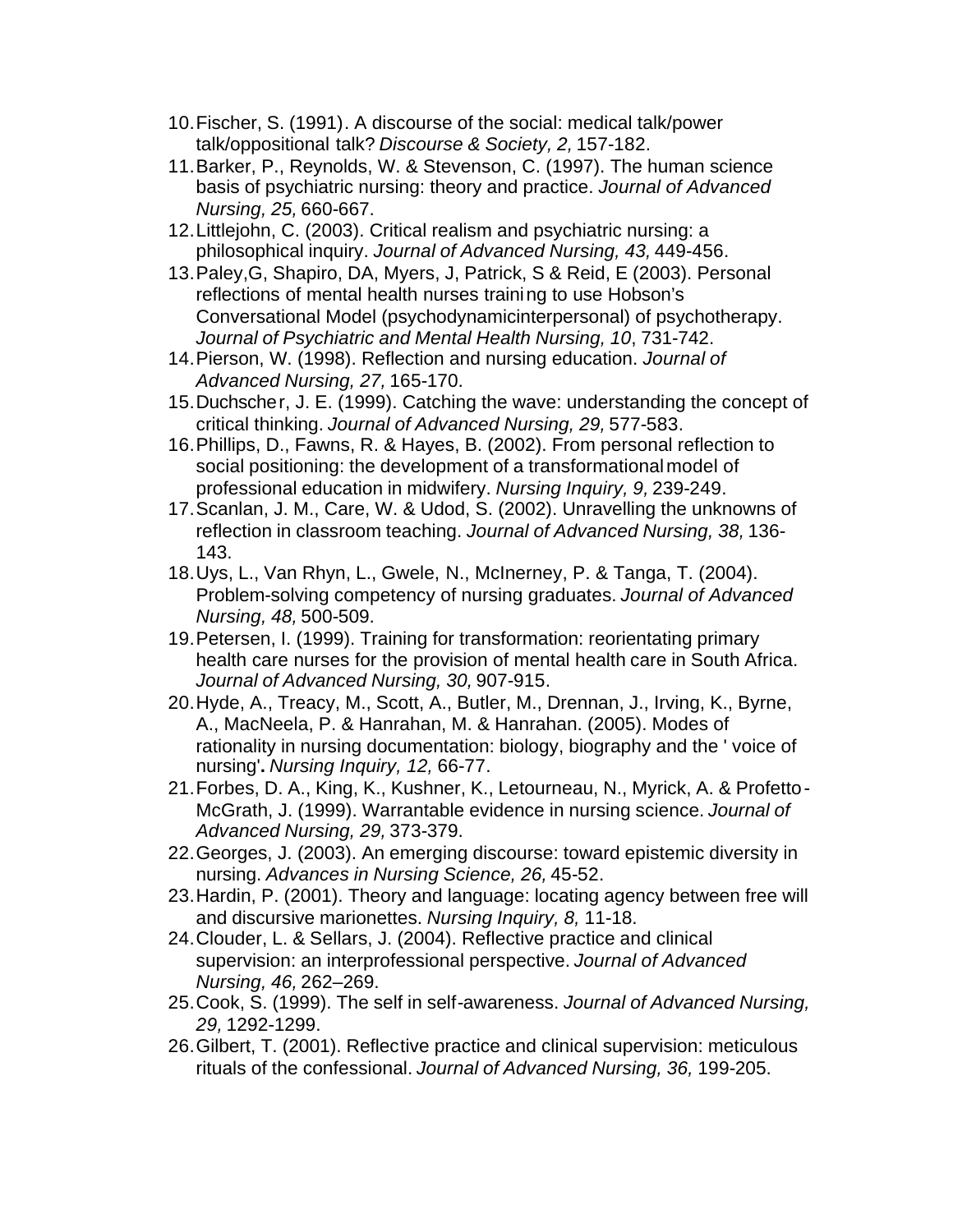10. Fischer, S. (1991). A discourse of the social: medical talk/power talk/oppositional talk? *Discourse & Society, 2,* 157-182.
11. Barker, P., Reynolds, W. & Stevenson, C. (1997). The human science basis of psychiatric nursing: theory and practice. *Journal of Advanced Nursing, 25,* 660-667.
12. Littlejohn, C. (2003). Critical realism and psychiatric nursing: a philosophical inquiry. *Journal of Advanced Nursing, 43,* 449-456.
13. Paley,G, Shapiro, DA, Myers, J, Patrick, S & Reid, E (2003). Personal reflections of mental health nurses training to use Hobson's Conversational Model (psychodynamicinterpersonal) of psychotherapy. *Journal of Psychiatric and Mental Health Nursing, 10*, 731-742.
14. Pierson, W. (1998). Reflection and nursing education. *Journal of Advanced Nursing, 27,* 165-170.
15. Duchscher, J. E. (1999). Catching the wave: understanding the concept of critical thinking. *Journal of Advanced Nursing, 29,* 577-583.
16. Phillips, D., Fawns, R. & Hayes, B. (2002). From personal reflection to social positioning: the development of a transformational model of professional education in midwifery. *Nursing Inquiry, 9,* 239-249.
17. Scanlan, J. M., Care, W. & Udod, S. (2002). Unravelling the unknowns of reflection in classroom teaching. *Journal of Advanced Nursing, 38,* 136-143.
18. Uys, L., Van Rhyn, L., Gwele, N., McInerney, P. & Tanga, T. (2004). Problem-solving competency of nursing graduates. *Journal of Advanced Nursing, 48,* 500-509.
19. Petersen, I. (1999). Training for transformation: reorientating primary health care nurses for the provision of mental health care in South Africa. *Journal of Advanced Nursing, 30,* 907-915.
20. Hyde, A., Treacy, M., Scott, A., Butler, M., Drennan, J., Irving, K., Byrne, A., MacNeela, P. & Hanrahan, M. & Hanrahan. (2005). Modes of rationality in nursing documentation: biology, biography and the ' voice of nursing'**.** *Nursing Inquiry, 12,* 66-77.
21. Forbes, D. A., King, K., Kushner, K., Letourneau, N., Myrick, A. & Profetto-McGrath, J. (1999). Warrantable evidence in nursing science. *Journal of Advanced Nursing, 29,* 373-379.
22. Georges, J. (2003). An emerging discourse: toward epistemic diversity in nursing. *Advances in Nursing Science, 26,* 45-52.
23. Hardin, P. (2001). Theory and language: locating agency between free will and discursive marionettes. *Nursing Inquiry, 8,* 11-18.
24. Clouder, L. & Sellars, J. (2004). Reflective practice and clinical supervision: an interprofessional perspective. *Journal of Advanced Nursing, 46,* 262–269.
25. Cook, S. (1999). The self in self-awareness. *Journal of Advanced Nursing, 29,* 1292-1299.
26. Gilbert, T. (2001). Reflective practice and clinical supervision: meticulous rituals of the confessional. *Journal of Advanced Nursing, 36,* 199-205.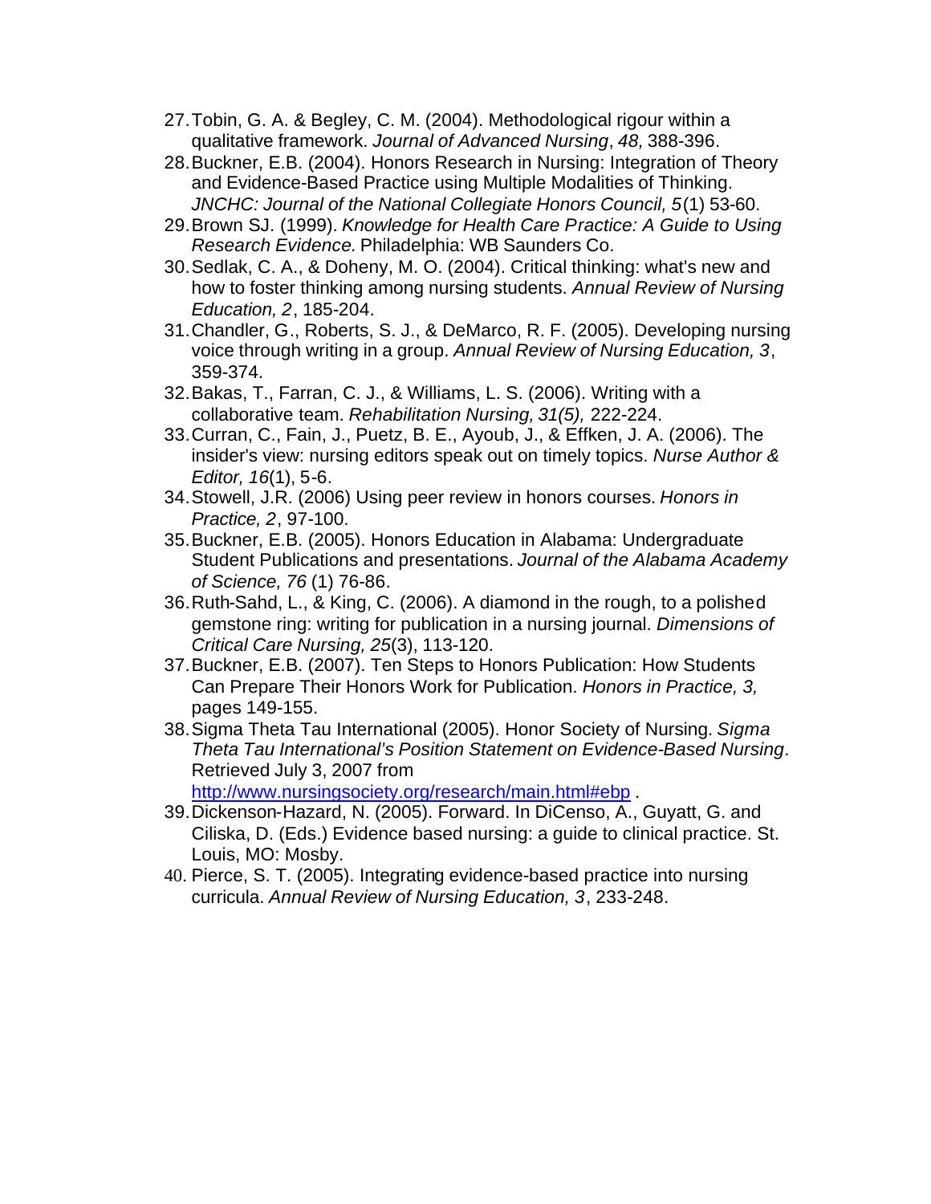27. Tobin, G. A. & Begley, C. M. (2004). Methodological rigour within a qualitative framework. *Journal of Advanced Nursing*, *48,* 388-396.
28. Buckner, E.B. (2004). Honors Research in Nursing: Integration of Theory and Evidence-Based Practice using Multiple Modalities of Thinking. *JNCHC: Journal of the National Collegiate Honors Council, 5*(1) 53-60.
29. Brown SJ. (1999). *Knowledge for Health Care Practice: A Guide to Using Research Evidence.* Philadelphia: WB Saunders Co.
30. Sedlak, C. A., & Doheny, M. O. (2004). Critical thinking: what's new and how to foster thinking among nursing students. *Annual Review of Nursing Education, 2*, 185-204.
31. Chandler, G., Roberts, S. J., & DeMarco, R. F. (2005). Developing nursing voice through writing in a group. *Annual Review of Nursing Education, 3*, 359-374.
32. Bakas, T., Farran, C. J., & Williams, L. S. (2006). Writing with a collaborative team. *Rehabilitation Nursing, 31(5),* 222-224.
33. Curran, C., Fain, J., Puetz, B. E., Ayoub, J., & Effken, J. A. (2006). The insider's view: nursing editors speak out on timely topics. *Nurse Author & Editor, 16*(1), 5-6.
34. Stowell, J.R. (2006) Using peer review in honors courses. *Honors in Practice, 2*, 97-100.
35. Buckner, E.B. (2005). Honors Education in Alabama: Undergraduate Student Publications and presentations. *Journal of the Alabama Academy of Science, 76* (1) 76-86.
36. Ruth-Sahd, L., & King, C. (2006). A diamond in the rough, to a polished gemstone ring: writing for publication in a nursing journal. *Dimensions of Critical Care Nursing, 25*(3), 113-120.
37. Buckner, E.B. (2007). Ten Steps to Honors Publication: How Students Can Prepare Their Honors Work for Publication. *Honors in Practice, 3,* pages 149-155.
38. Sigma Theta Tau International (2005). Honor Society of Nursing. *Sigma Theta Tau International's Position Statement on Evidence-Based Nursing*. Retrieved July 3, 2007 from http://www.nursingsociety.org/research/main.html#ebp .
39. Dickenson-Hazard, N. (2005). Forward. In DiCenso, A., Guyatt, G. and Ciliska, D. (Eds.) Evidence based nursing: a guide to clinical practice. St. Louis, MO: Mosby.
40. Pierce, S. T. (2005). Integrating evidence-based practice into nursing curricula. *Annual Review of Nursing Education, 3*, 233-248.